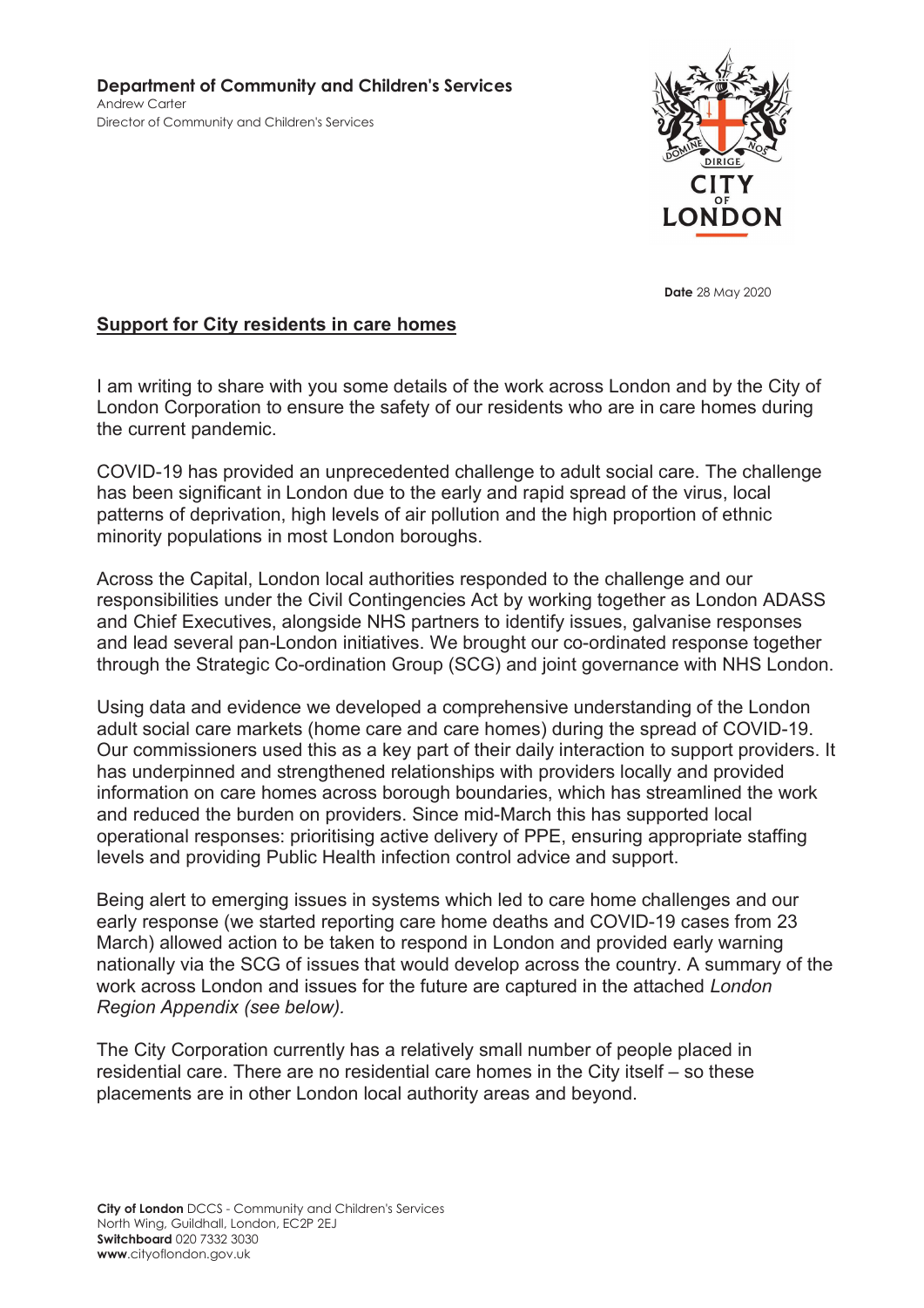**Department of Community and Children's Services**
Andrew Carter
Director of Community and Children's Services

**Date** 28 May 2020

## Support for City residents in care homes

I am writing to share with you some details of the work across London and by the City of London Corporation to ensure the safety of our residents who are in care homes during the current pandemic.

COVID-19 has provided an unprecedented challenge to adult social care. The challenge has been significant in London due to the early and rapid spread of the virus, local patterns of deprivation, high levels of air pollution and the high proportion of ethnic minority populations in most London boroughs.

Across the Capital, London local authorities responded to the challenge and our responsibilities under the Civil Contingencies Act by working together as London ADASS and Chief Executives, alongside NHS partners to identify issues, galvanise responses and lead several pan-London initiatives. We brought our co-ordinated response together through the Strategic Co-ordination Group (SCG) and joint governance with NHS London.

Using data and evidence we developed a comprehensive understanding of the London adult social care markets (home care and care homes) during the spread of COVID-19. Our commissioners used this as a key part of their daily interaction to support providers. It has underpinned and strengthened relationships with providers locally and provided information on care homes across borough boundaries, which has streamlined the work and reduced the burden on providers. Since mid-March this has supported local operational responses: prioritising active delivery of PPE, ensuring appropriate staffing levels and providing Public Health infection control advice and support.

Being alert to emerging issues in systems which led to care home challenges and our early response (we started reporting care home deaths and COVID-19 cases from 23 March) allowed action to be taken to respond in London and provided early warning nationally via the SCG of issues that would develop across the country. A summary of the work across London and issues for the future are captured in the attached *London Region Appendix (see below).*

The City Corporation currently has a relatively small number of people placed in residential care. There are no residential care homes in the City itself – so these placements are in other London local authority areas and beyond.

**City of London** DCCS - Community and Children's Services
North Wing, Guildhall, London, EC2P 2EJ
**Switchboard** 020 7332 3030
**www**.cityoflondon.gov.uk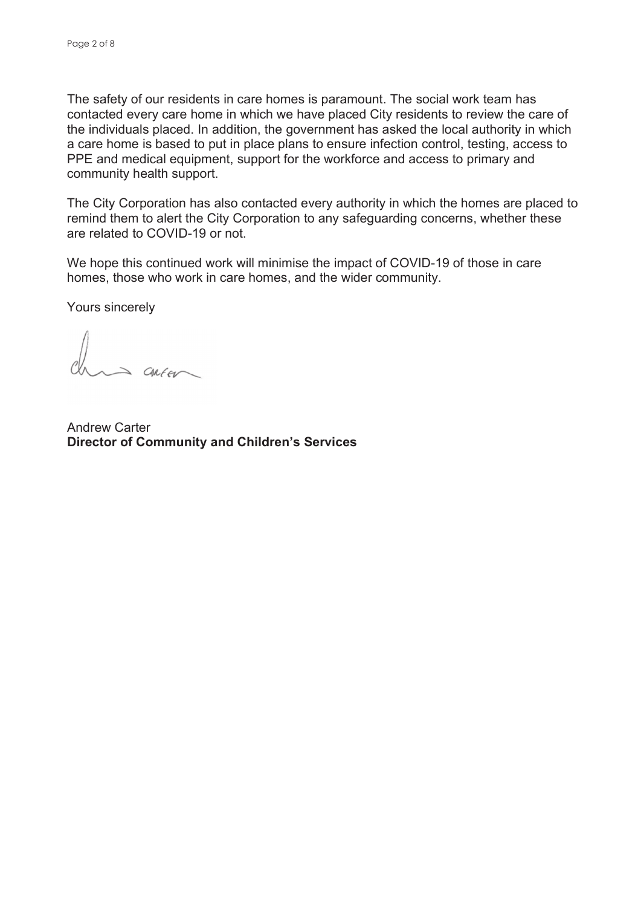The safety of our residents in care homes is paramount. The social work team has contacted every care home in which we have placed City residents to review the care of the individuals placed. In addition, the government has asked the local authority in which a care home is based to put in place plans to ensure infection control, testing, access to PPE and medical equipment, support for the workforce and access to primary and community health support.

The City Corporation has also contacted every authority in which the homes are placed to remind them to alert the City Corporation to any safeguarding concerns, whether these are related to COVID-19 or not.

We hope this continued work will minimise the impact of COVID-19 of those in care homes, those who work in care homes, and the wider community.

Yours sincerely

Andrew Carter
**Director of Community and Children's Services**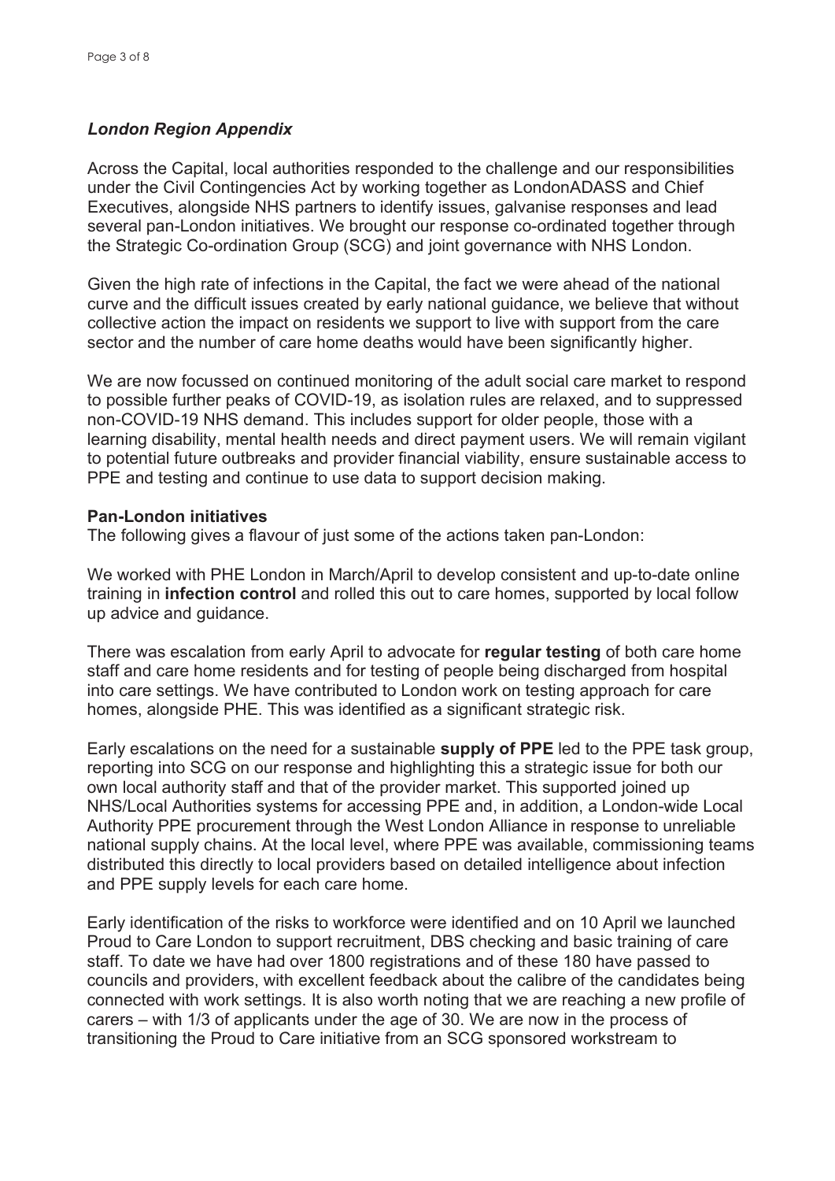### *London Region Appendix*

Across the Capital, local authorities responded to the challenge and our responsibilities under the Civil Contingencies Act by working together as LondonADASS and Chief Executives, alongside NHS partners to identify issues, galvanise responses and lead several pan-London initiatives. We brought our response co-ordinated together through the Strategic Co-ordination Group (SCG) and joint governance with NHS London.

Given the high rate of infections in the Capital, the fact we were ahead of the national curve and the difficult issues created by early national guidance, we believe that without collective action the impact on residents we support to live with support from the care sector and the number of care home deaths would have been significantly higher.

We are now focussed on continued monitoring of the adult social care market to respond to possible further peaks of COVID-19, as isolation rules are relaxed, and to suppressed non-COVID-19 NHS demand. This includes support for older people, those with a learning disability, mental health needs and direct payment users. We will remain vigilant to potential future outbreaks and provider financial viability, ensure sustainable access to PPE and testing and continue to use data to support decision making.

**Pan-London initiatives**

The following gives a flavour of just some of the actions taken pan-London:

We worked with PHE London in March/April to develop consistent and up-to-date online training in **infection control** and rolled this out to care homes, supported by local follow up advice and guidance.

There was escalation from early April to advocate for **regular testing** of both care home staff and care home residents and for testing of people being discharged from hospital into care settings. We have contributed to London work on testing approach for care homes, alongside PHE. This was identified as a significant strategic risk.

Early escalations on the need for a sustainable **supply of PPE** led to the PPE task group, reporting into SCG on our response and highlighting this a strategic issue for both our own local authority staff and that of the provider market. This supported joined up NHS/Local Authorities systems for accessing PPE and, in addition, a London-wide Local Authority PPE procurement through the West London Alliance in response to unreliable national supply chains. At the local level, where PPE was available, commissioning teams distributed this directly to local providers based on detailed intelligence about infection and PPE supply levels for each care home.

Early identification of the risks to workforce were identified and on 10 April we launched Proud to Care London to support recruitment, DBS checking and basic training of care staff. To date we have had over 1800 registrations and of these 180 have passed to councils and providers, with excellent feedback about the calibre of the candidates being connected with work settings. It is also worth noting that we are reaching a new profile of carers – with 1/3 of applicants under the age of 30. We are now in the process of transitioning the Proud to Care initiative from an SCG sponsored workstream to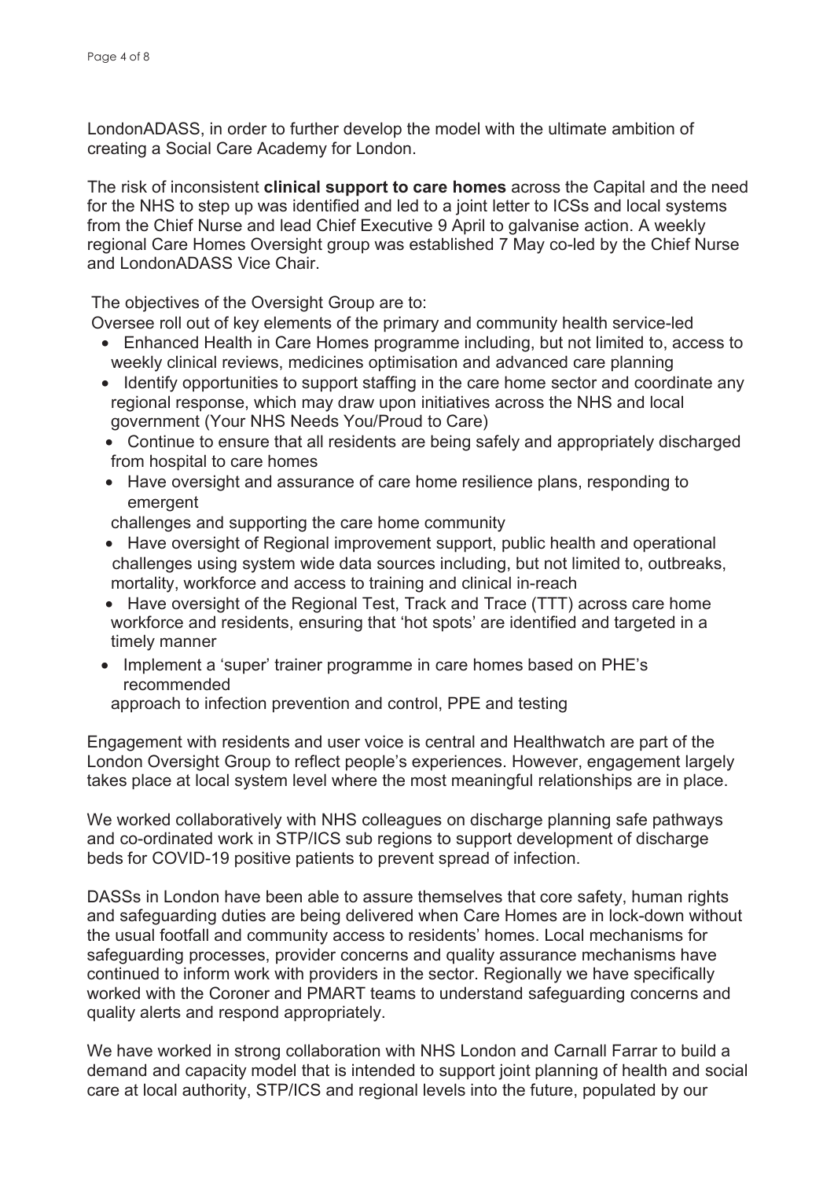LondonADASS, in order to further develop the model with the ultimate ambition of creating a Social Care Academy for London.

The risk of inconsistent **clinical support to care homes** across the Capital and the need for the NHS to step up was identified and led to a joint letter to ICSs and local systems from the Chief Nurse and lead Chief Executive 9 April to galvanise action. A weekly regional Care Homes Oversight group was established 7 May co-led by the Chief Nurse and LondonADASS Vice Chair.

The objectives of the Oversight Group are to:

Oversee roll out of key elements of the primary and community health service-led

- Enhanced Health in Care Homes programme including, but not limited to, access to weekly clinical reviews, medicines optimisation and advanced care planning
- Identify opportunities to support staffing in the care home sector and coordinate any regional response, which may draw upon initiatives across the NHS and local government (Your NHS Needs You/Proud to Care)
- Continue to ensure that all residents are being safely and appropriately discharged from hospital to care homes
- Have oversight and assurance of care home resilience plans, responding to emergent challenges and supporting the care home community
- Have oversight of Regional improvement support, public health and operational challenges using system wide data sources including, but not limited to, outbreaks, mortality, workforce and access to training and clinical in-reach
- Have oversight of the Regional Test, Track and Trace (TTT) across care home workforce and residents, ensuring that 'hot spots' are identified and targeted in a timely manner
- Implement a 'super' trainer programme in care homes based on PHE's recommended approach to infection prevention and control, PPE and testing

Engagement with residents and user voice is central and Healthwatch are part of the London Oversight Group to reflect people's experiences. However, engagement largely takes place at local system level where the most meaningful relationships are in place.

We worked collaboratively with NHS colleagues on discharge planning safe pathways and co-ordinated work in STP/ICS sub regions to support development of discharge beds for COVID-19 positive patients to prevent spread of infection.

DASSs in London have been able to assure themselves that core safety, human rights and safeguarding duties are being delivered when Care Homes are in lock-down without the usual footfall and community access to residents' homes. Local mechanisms for safeguarding processes, provider concerns and quality assurance mechanisms have continued to inform work with providers in the sector. Regionally we have specifically worked with the Coroner and PMART teams to understand safeguarding concerns and quality alerts and respond appropriately.

We have worked in strong collaboration with NHS London and Carnall Farrar to build a demand and capacity model that is intended to support joint planning of health and social care at local authority, STP/ICS and regional levels into the future, populated by our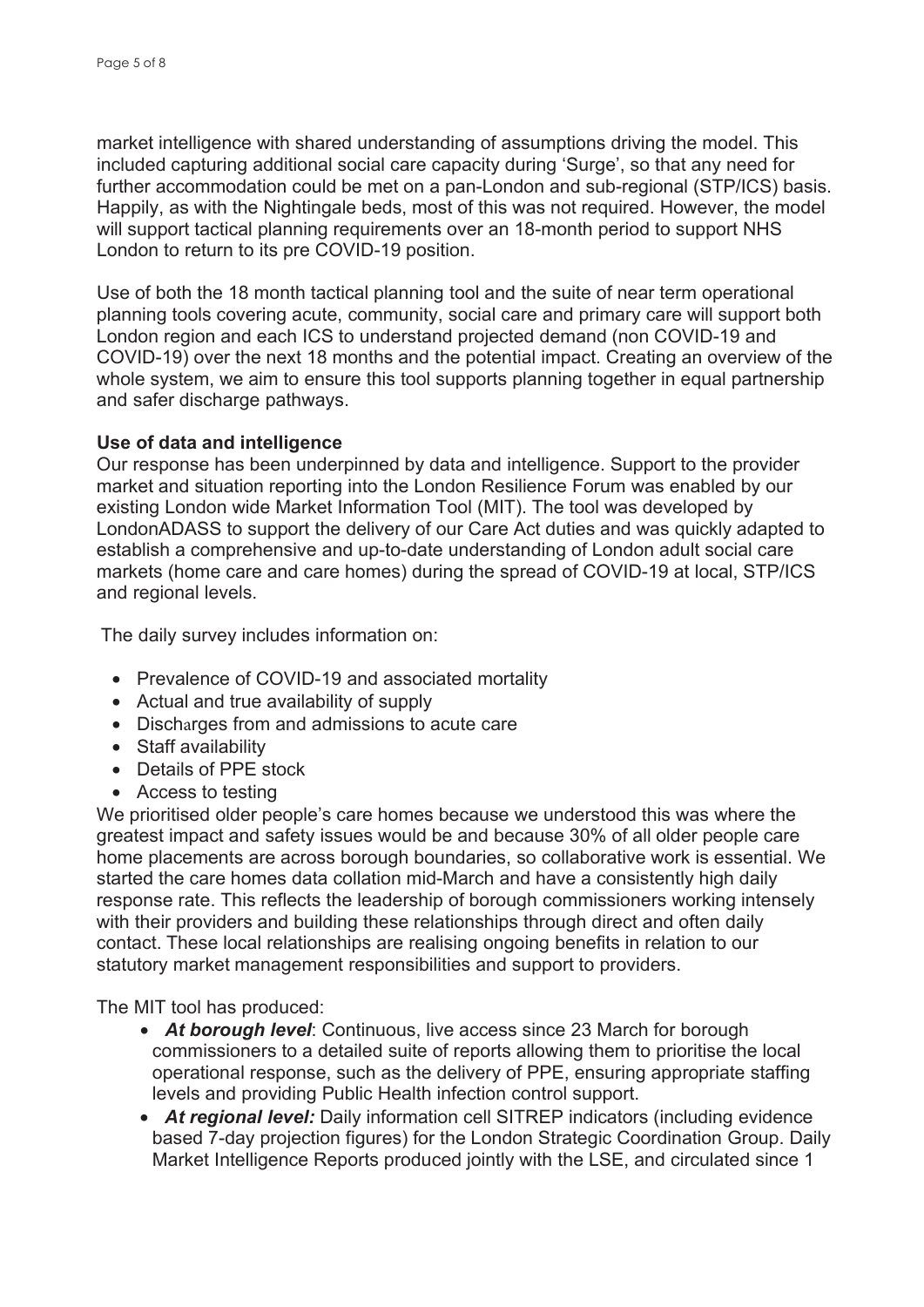market intelligence with shared understanding of assumptions driving the model. This included capturing additional social care capacity during 'Surge', so that any need for further accommodation could be met on a pan-London and sub-regional (STP/ICS) basis. Happily, as with the Nightingale beds, most of this was not required. However, the model will support tactical planning requirements over an 18-month period to support NHS London to return to its pre COVID-19 position.

Use of both the 18 month tactical planning tool and the suite of near term operational planning tools covering acute, community, social care and primary care will support both London region and each ICS to understand projected demand (non COVID-19 and COVID-19) over the next 18 months and the potential impact. Creating an overview of the whole system, we aim to ensure this tool supports planning together in equal partnership and safer discharge pathways.

**Use of data and intelligence**

Our response has been underpinned by data and intelligence. Support to the provider market and situation reporting into the London Resilience Forum was enabled by our existing London wide Market Information Tool (MIT). The tool was developed by LondonADASS to support the delivery of our Care Act duties and was quickly adapted to establish a comprehensive and up-to-date understanding of London adult social care markets (home care and care homes) during the spread of COVID-19 at local, STP/ICS and regional levels.

The daily survey includes information on:

- Prevalence of COVID-19 and associated mortality
- Actual and true availability of supply
- Discharges from and admissions to acute care
- Staff availability
- Details of PPE stock
- Access to testing

We prioritised older people's care homes because we understood this was where the greatest impact and safety issues would be and because 30% of all older people care home placements are across borough boundaries, so collaborative work is essential. We started the care homes data collation mid-March and have a consistently high daily response rate. This reflects the leadership of borough commissioners working intensely with their providers and building these relationships through direct and often daily contact. These local relationships are realising ongoing benefits in relation to our statutory market management responsibilities and support to providers.

The MIT tool has produced:

- ***At borough level***: Continuous, live access since 23 March for borough commissioners to a detailed suite of reports allowing them to prioritise the local operational response, such as the delivery of PPE, ensuring appropriate staffing levels and providing Public Health infection control support.
- ***At regional level:*** Daily information cell SITREP indicators (including evidence based 7-day projection figures) for the London Strategic Coordination Group. Daily Market Intelligence Reports produced jointly with the LSE, and circulated since 1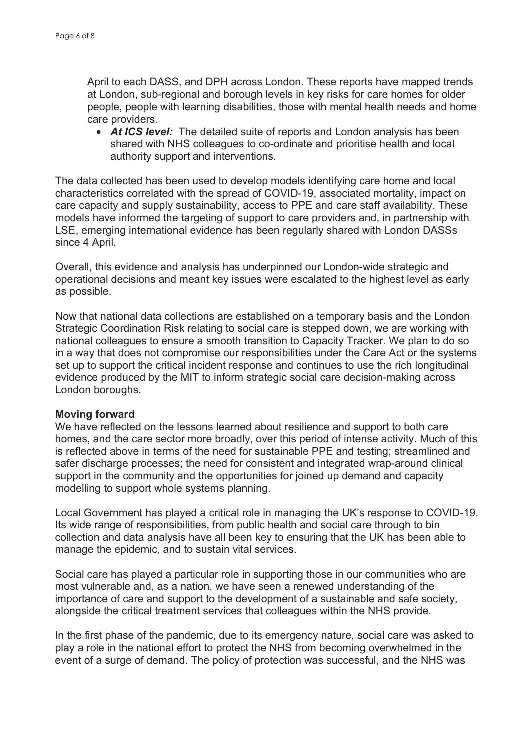April to each DASS, and DPH across London. These reports have mapped trends at London, sub-regional and borough levels in key risks for care homes for older people, people with learning disabilities, those with mental health needs and home care providers.

- ***At ICS level:*** The detailed suite of reports and London analysis has been shared with NHS colleagues to co-ordinate and prioritise health and local authority support and interventions.

The data collected has been used to develop models identifying care home and local characteristics correlated with the spread of COVID-19, associated mortality, impact on care capacity and supply sustainability, access to PPE and care staff availability. These models have informed the targeting of support to care providers and, in partnership with LSE, emerging international evidence has been regularly shared with London DASSs since 4 April.

Overall, this evidence and analysis has underpinned our London-wide strategic and operational decisions and meant key issues were escalated to the highest level as early as possible.

Now that national data collections are established on a temporary basis and the London Strategic Coordination Risk relating to social care is stepped down, we are working with national colleagues to ensure a smooth transition to Capacity Tracker. We plan to do so in a way that does not compromise our responsibilities under the Care Act or the systems set up to support the critical incident response and continues to use the rich longitudinal evidence produced by the MIT to inform strategic social care decision-making across London boroughs.

**Moving forward**

We have reflected on the lessons learned about resilience and support to both care homes, and the care sector more broadly, over this period of intense activity. Much of this is reflected above in terms of the need for sustainable PPE and testing; streamlined and safer discharge processes; the need for consistent and integrated wrap-around clinical support in the community and the opportunities for joined up demand and capacity modelling to support whole systems planning.

Local Government has played a critical role in managing the UK's response to COVID-19. Its wide range of responsibilities, from public health and social care through to bin collection and data analysis have all been key to ensuring that the UK has been able to manage the epidemic, and to sustain vital services.

Social care has played a particular role in supporting those in our communities who are most vulnerable and, as a nation, we have seen a renewed understanding of the importance of care and support to the development of a sustainable and safe society, alongside the critical treatment services that colleagues within the NHS provide.

In the first phase of the pandemic, due to its emergency nature, social care was asked to play a role in the national effort to protect the NHS from becoming overwhelmed in the event of a surge of demand. The policy of protection was successful, and the NHS was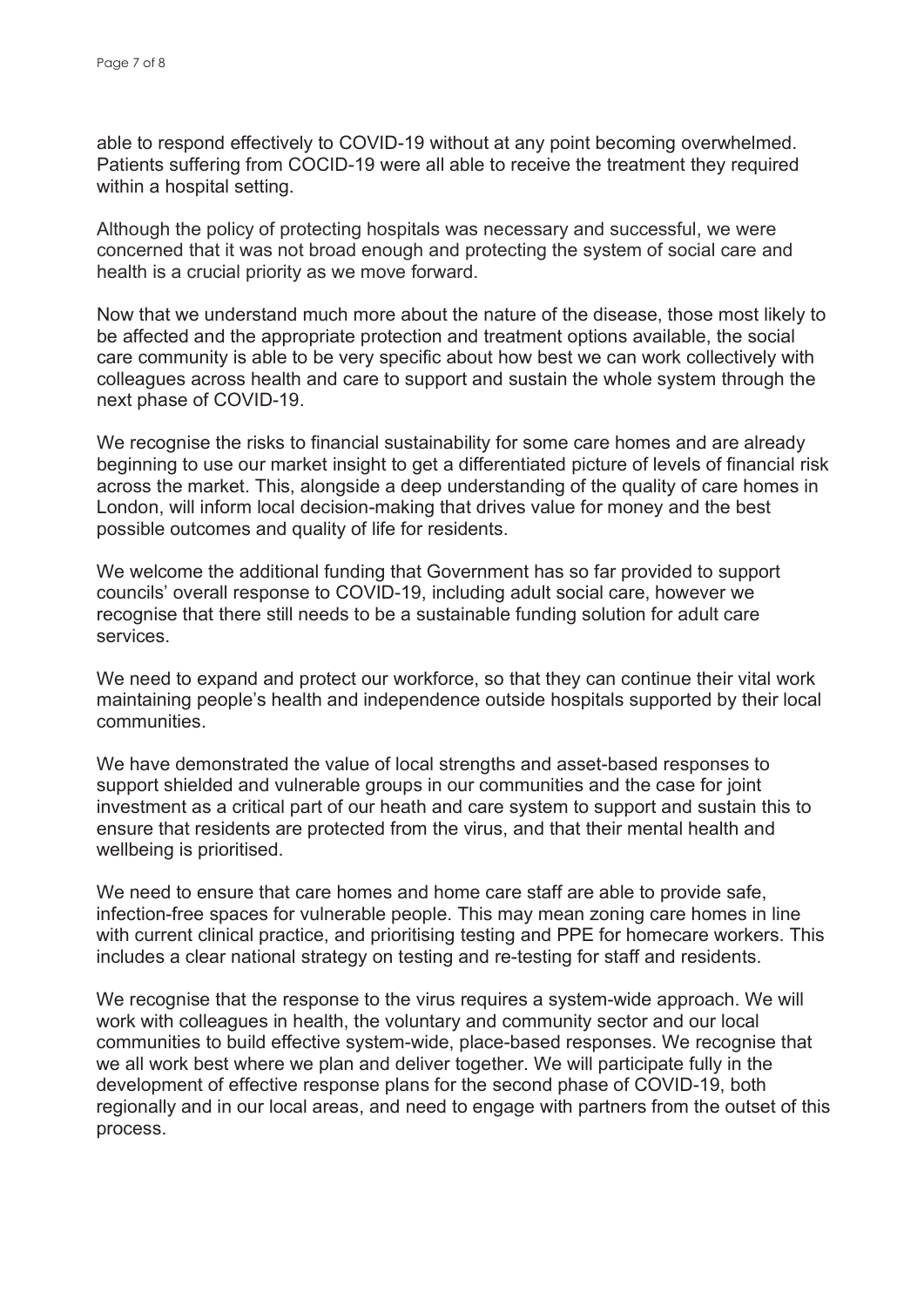able to respond effectively to COVID-19 without at any point becoming overwhelmed. Patients suffering from COCID-19 were all able to receive the treatment they required within a hospital setting.

Although the policy of protecting hospitals was necessary and successful, we were concerned that it was not broad enough and protecting the system of social care and health is a crucial priority as we move forward.

Now that we understand much more about the nature of the disease, those most likely to be affected and the appropriate protection and treatment options available, the social care community is able to be very specific about how best we can work collectively with colleagues across health and care to support and sustain the whole system through the next phase of COVID-19.

We recognise the risks to financial sustainability for some care homes and are already beginning to use our market insight to get a differentiated picture of levels of financial risk across the market. This, alongside a deep understanding of the quality of care homes in London, will inform local decision-making that drives value for money and the best possible outcomes and quality of life for residents.

We welcome the additional funding that Government has so far provided to support councils' overall response to COVID-19, including adult social care, however we recognise that there still needs to be a sustainable funding solution for adult care services.

We need to expand and protect our workforce, so that they can continue their vital work maintaining people's health and independence outside hospitals supported by their local communities.

We have demonstrated the value of local strengths and asset-based responses to support shielded and vulnerable groups in our communities and the case for joint investment as a critical part of our heath and care system to support and sustain this to ensure that residents are protected from the virus, and that their mental health and wellbeing is prioritised.

We need to ensure that care homes and home care staff are able to provide safe, infection-free spaces for vulnerable people. This may mean zoning care homes in line with current clinical practice, and prioritising testing and PPE for homecare workers. This includes a clear national strategy on testing and re-testing for staff and residents.

We recognise that the response to the virus requires a system-wide approach. We will work with colleagues in health, the voluntary and community sector and our local communities to build effective system-wide, place-based responses. We recognise that we all work best where we plan and deliver together. We will participate fully in the development of effective response plans for the second phase of COVID-19, both regionally and in our local areas, and need to engage with partners from the outset of this process.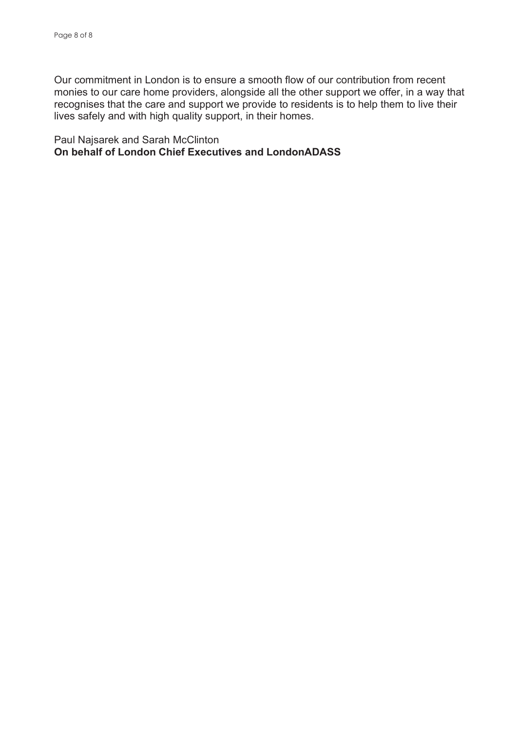Our commitment in London is to ensure a smooth flow of our contribution from recent monies to our care home providers, alongside all the other support we offer, in a way that recognises that the care and support we provide to residents is to help them to live their lives safely and with high quality support, in their homes.

Paul Najsarek and Sarah McClinton
**On behalf of London Chief Executives and LondonADASS**